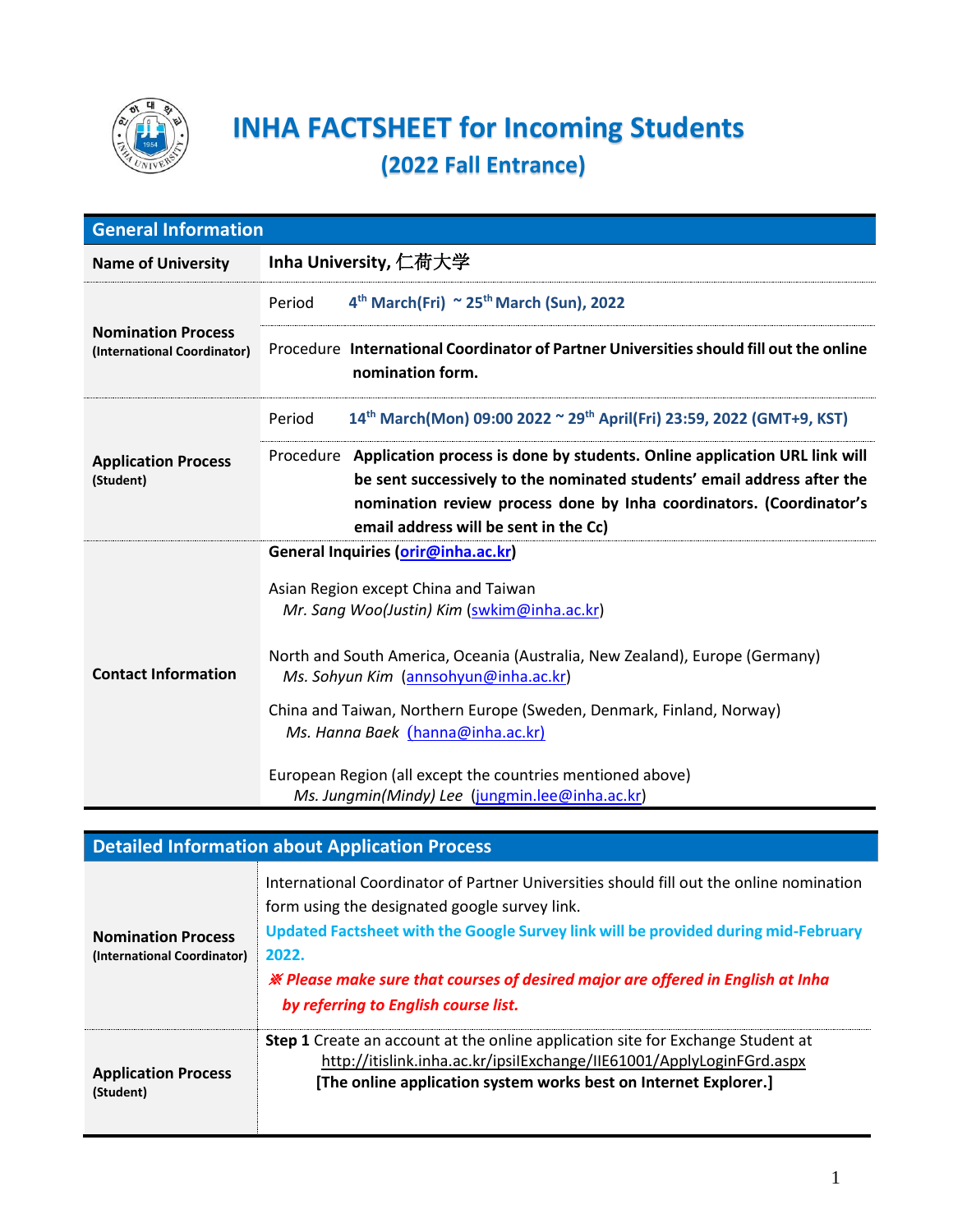# INHA FACTSHEET for Incoming Students

## (2022 Fall Entrance)

| General Information | |
|---|---|
| **Name of University** | **Inha University, 仁荷大学** |
| **Nomination Process** (International Coordinator) | Period **4th March(Fri) ~ 25th March (Sun), 2022** |
| | Procedure **International Coordinator of Partner Universities should fill out the online nomination form.** |
| **Application Process** (Student) | Period **14th March(Mon) 09:00 2022 ~ 29th April(Fri) 23:59, 2022 (GMT+9, KST)** |
| | Procedure **Application process is done by students. Online application URL link will be sent successively to the nominated students' email address after the nomination review process done by Inha coordinators. (Coordinator's email address will be sent in the Cc)** |
| **Contact Information** | **General Inquiries (orir@inha.ac.kr)**<br><br>Asian Region except China and Taiwan<br>*Mr. Sang Woo(Justin) Kim* (swkim@inha.ac.kr)<br><br>North and South America, Oceania (Australia, New Zealand), Europe (Germany)<br>*Ms. Sohyun Kim* (annsohyun@inha.ac.kr)<br><br>China and Taiwan, Northern Europe (Sweden, Denmark, Finland, Norway)<br>*Ms. Hanna Baek* (hanna@inha.ac.kr)<br><br>European Region (all except the countries mentioned above)<br>*Ms. Jungmin(Mindy) Lee* (jungmin.lee@inha.ac.kr) |

| Detailed Information about Application Process | |
|---|---|
| **Nomination Process** (International Coordinator) | International Coordinator of Partner Universities should fill out the online nomination form using the designated google survey link.<br>**Updated Factsheet with the Google Survey link will be provided during mid-February 2022.**<br>***※ Please make sure that courses of desired major are offered in English at Inha by referring to English course list.*** |
| **Application Process** (Student) | **Step 1** Create an account at the online application site for Exchange Student at http://itislink.inha.ac.kr/ipsilExchange/IIE61001/ApplyLoginFGrd.aspx<br>**[The online application system works best on Internet Explorer.]** |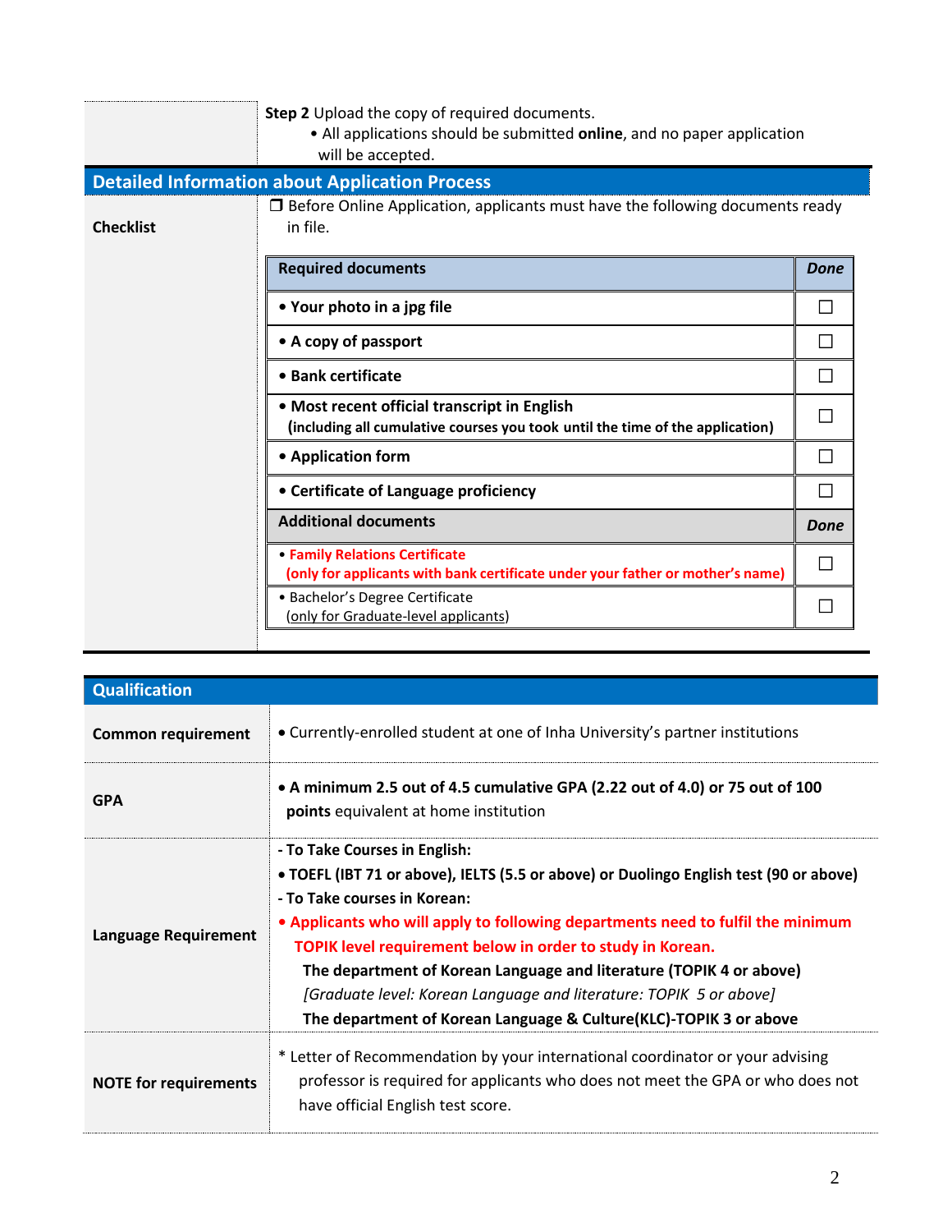| | **Step 2** Upload the copy of required documents.<br>• All applications should be submitted **online**, and no paper application will be accepted. |
|---|---|

## Detailed Information about Application Process

**Checklist**

❒ Before Online Application, applicants must have the following documents ready in file.

| **Required documents** | ***Done*** |
|---|---|
| **• Your photo in a jpg file** | ☐ |
| **• A copy of passport** | ☐ |
| **• Bank certificate** | ☐ |
| **• Most recent official transcript in English**<br>**(including all cumulative courses you took until the time of the application)** | ☐ |
| **• Application form** | ☐ |
| **• Certificate of Language proficiency** | ☐ |
| **Additional documents** | ***Done*** |
| **• Family Relations Certificate**<br>**(only for applicants with bank certificate under your father or mother's name)** | ☐ |
| • Bachelor's Degree Certificate<br>(only for Graduate-level applicants) | ☐ |

## Qualification

| | |
|---|---|
| **Common requirement** | • Currently-enrolled student at one of Inha University's partner institutions |
| **GPA** | • **A minimum 2.5 out of 4.5 cumulative GPA (2.22 out of 4.0) or 75 out of 100 points** equivalent at home institution |
| **Language Requirement** | **- To Take Courses in English:**<br>**• TOEFL (IBT 71 or above), IELTS (5.5 or above) or Duolingo English test (90 or above)**<br>**- To Take courses in Korean:**<br>**• Applicants who will apply to following departments need to fulfil the minimum TOPIK level requirement below in order to study in Korean.**<br>**The department of Korean Language and literature (TOPIK 4 or above)**<br>*[Graduate level: Korean Language and literature: TOPIK 5 or above]*<br>**The department of Korean Language & Culture(KLC)-TOPIK 3 or above** |
| **NOTE for requirements** | * Letter of Recommendation by your international coordinator or your advising professor is required for applicants who does not meet the GPA or who does not have official English test score. |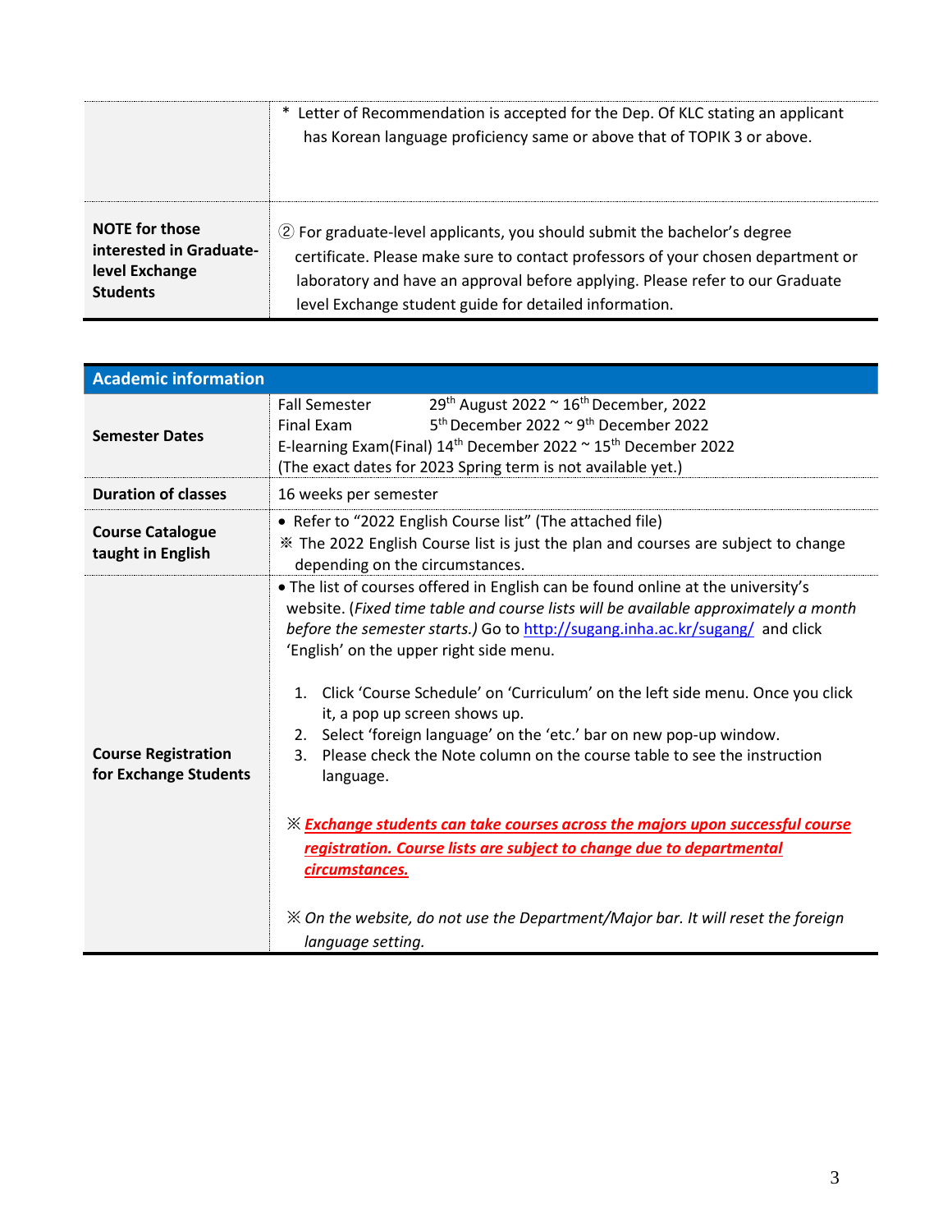| | |
|---|---|
| | * Letter of Recommendation is accepted for the Dep. Of KLC stating an applicant has Korean language proficiency same or above that of TOPIK 3 or above. |
| **NOTE for those interested in Graduate-level Exchange Students** | ② For graduate-level applicants, you should submit the bachelor's degree certificate. Please make sure to contact professors of your chosen department or laboratory and have an approval before applying. Please refer to our Graduate level Exchange student guide for detailed information. |

| **Academic information** | |
|---|---|
| **Semester Dates** | Fall Semester 29th August 2022 ~ 16th December, 2022<br>Final Exam 5th December 2022 ~ 9th December 2022<br>E-learning Exam(Final) 14th December 2022 ~ 15th December 2022<br>(The exact dates for 2023 Spring term is not available yet.) |
| **Duration of classes** | 16 weeks per semester |
| **Course Catalogue taught in English** | • Refer to "2022 English Course list" (The attached file)<br>※ The 2022 English Course list is just the plan and courses are subject to change depending on the circumstances. |
| **Course Registration for Exchange Students** | • The list of courses offered in English can be found online at the university's website. (*Fixed time table and course lists will be available approximately a month before the semester starts.*) Go to http://sugang.inha.ac.kr/sugang/ and click 'English' on the upper right side menu.<br><br>1. Click 'Course Schedule' on 'Curriculum' on the left side menu. Once you click it, a pop up screen shows up.<br>2. Select 'foreign language' on the 'etc.' bar on new pop-up window.<br>3. Please check the Note column on the course table to see the instruction language.<br><br>※ ***Exchange students can take courses across the majors upon successful course registration. Course lists are subject to change due to departmental circumstances.***<br><br>※ *On the website, do not use the Department/Major bar. It will reset the foreign language setting.* |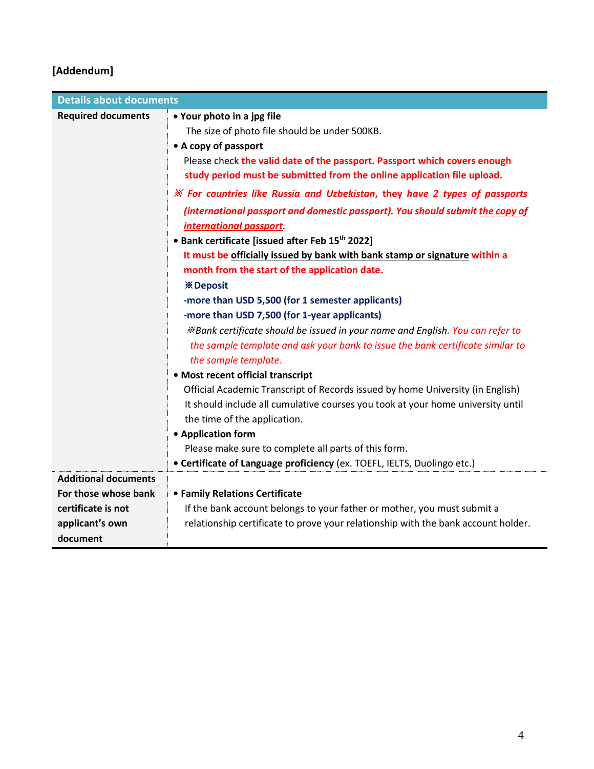**[Addendum]**

| Details about documents | |
|---|---|
| **Required documents** | • **Your photo in a jpg file**<br>The size of photo file should be under 500KB.<br>• **A copy of passport**<br>Please check **the valid date of the passport. Passport which covers enough study period must be submitted from the online application file upload.**<br>***※ For countries like Russia and Uzbekistan, they have 2 types of passports (international passport and domestic passport). You should submit the copy of international passport.***<br>• **Bank certificate [issued after Feb 15th 2022]**<br>**It must be officially issued by bank with bank stamp or signature within a month from the start of the application date.**<br>**※Deposit**<br>**-more than USD 5,500 (for 1 semester applicants)**<br>**-more than USD 7,500 (for 1-year applicants)**<br>*※Bank certificate should be issued in your name and English. You can refer to the sample template and ask your bank to issue the bank certificate similar to the sample template.*<br>• **Most recent official transcript**<br>Official Academic Transcript of Records issued by home University (in English)<br>It should include all cumulative courses you took at your home university until the time of the application.<br>• **Application form**<br>Please make sure to complete all parts of this form.<br>• **Certificate of Language proficiency** (ex. TOEFL, IELTS, Duolingo etc.) |
| **Additional documents For those whose bank certificate is not applicant's own document** | • **Family Relations Certificate**<br>If the bank account belongs to your father or mother, you must submit a relationship certificate to prove your relationship with the bank account holder. |